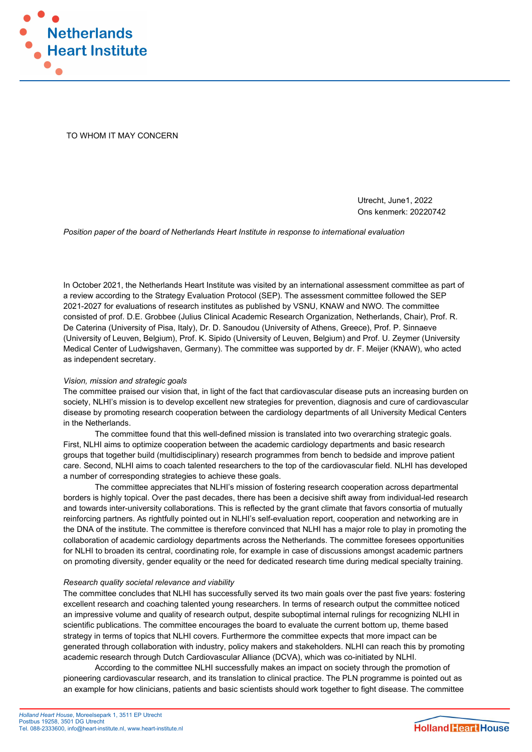TO WHOM IT MAY CONCERN

Utrecht, June1, 2022
Ons kenmerk: 20220742

*Position paper of the board of Netherlands Heart Institute in response to international evaluation*

In October 2021, the Netherlands Heart Institute was visited by an international assessment committee as part of a review according to the Strategy Evaluation Protocol (SEP). The assessment committee followed the SEP 2021-2027 for evaluations of research institutes as published by VSNU, KNAW and NWO. The committee consisted of prof. D.E. Grobbee (Julius Clinical Academic Research Organization, Netherlands, Chair), Prof. R. De Caterina (University of Pisa, Italy), Dr. D. Sanoudou (University of Athens, Greece), Prof. P. Sinnaeve (University of Leuven, Belgium), Prof. K. Sipido (University of Leuven, Belgium) and Prof. U. Zeymer (University Medical Center of Ludwigshaven, Germany). The committee was supported by dr. F. Meijer (KNAW), who acted as independent secretary.

*Vision, mission and strategic goals*

The committee praised our vision that, in light of the fact that cardiovascular disease puts an increasing burden on society, NLHI's mission is to develop excellent new strategies for prevention, diagnosis and cure of cardiovascular disease by promoting research cooperation between the cardiology departments of all University Medical Centers in the Netherlands.

The committee found that this well-defined mission is translated into two overarching strategic goals. First, NLHI aims to optimize cooperation between the academic cardiology departments and basic research groups that together build (multidisciplinary) research programmes from bench to bedside and improve patient care. Second, NLHI aims to coach talented researchers to the top of the cardiovascular field. NLHI has developed a number of corresponding strategies to achieve these goals.

The committee appreciates that NLHI's mission of fostering research cooperation across departmental borders is highly topical. Over the past decades, there has been a decisive shift away from individual-led research and towards inter-university collaborations. This is reflected by the grant climate that favors consortia of mutually reinforcing partners. As rightfully pointed out in NLHI's self-evaluation report, cooperation and networking are in the DNA of the institute. The committee is therefore convinced that NLHI has a major role to play in promoting the collaboration of academic cardiology departments across the Netherlands. The committee foresees opportunities for NLHI to broaden its central, coordinating role, for example in case of discussions amongst academic partners on promoting diversity, gender equality or the need for dedicated research time during medical specialty training.

*Research quality societal relevance and viability*

The committee concludes that NLHI has successfully served its two main goals over the past five years: fostering excellent research and coaching talented young researchers. In terms of research output the committee noticed an impressive volume and quality of research output, despite suboptimal internal rulings for recognizing NLHI in scientific publications. The committee encourages the board to evaluate the current bottom up, theme based strategy in terms of topics that NLHI covers. Furthermore the committee expects that more impact can be generated through collaboration with industry, policy makers and stakeholders. NLHI can reach this by promoting academic research through Dutch Cardiovascular Alliance (DCVA), which was co-initiated by NLHI.

According to the committee NLHI successfully makes an impact on society through the promotion of pioneering cardiovascular research, and its translation to clinical practice. The PLN programme is pointed out as an example for how clinicians, patients and basic scientists should work together to fight disease. The committee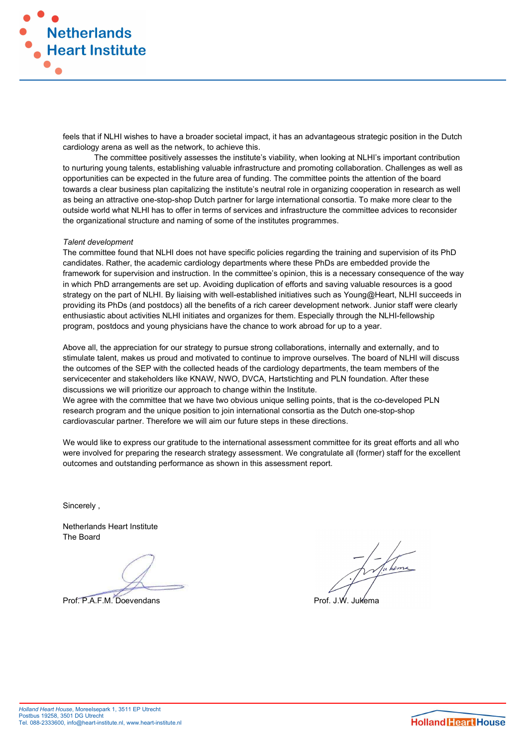feels that if NLHI wishes to have a broader societal impact, it has an advantageous strategic position in the Dutch cardiology arena as well as the network, to achieve this.

The committee positively assesses the institute's viability, when looking at NLHI's important contribution to nurturing young talents, establishing valuable infrastructure and promoting collaboration. Challenges as well as opportunities can be expected in the future area of funding. The committee points the attention of the board towards a clear business plan capitalizing the institute's neutral role in organizing cooperation in research as well as being an attractive one-stop-shop Dutch partner for large international consortia. To make more clear to the outside world what NLHI has to offer in terms of services and infrastructure the committee advices to reconsider the organizational structure and naming of some of the institutes programmes.

*Talent development*
The committee found that NLHI does not have specific policies regarding the training and supervision of its PhD candidates. Rather, the academic cardiology departments where these PhDs are embedded provide the framework for supervision and instruction. In the committee's opinion, this is a necessary consequence of the way in which PhD arrangements are set up. Avoiding duplication of efforts and saving valuable resources is a good strategy on the part of NLHI. By liaising with well-established initiatives such as Young@Heart, NLHI succeeds in providing its PhDs (and postdocs) all the benefits of a rich career development network. Junior staff were clearly enthusiastic about activities NLHI initiates and organizes for them. Especially through the NLHI-fellowship program, postdocs and young physicians have the chance to work abroad for up to a year.

Above all, the appreciation for our strategy to pursue strong collaborations, internally and externally, and to stimulate talent, makes us proud and motivated to continue to improve ourselves. The board of NLHI will discuss the outcomes of the SEP with the collected heads of the cardiology departments, the team members of the servicecenter and stakeholders like KNAW, NWO, DVCA, Hartstichting and PLN foundation. After these discussions we will prioritize our approach to change within the Institute.
We agree with the committee that we have two obvious unique selling points, that is the co-developed PLN research program and the unique position to join international consortia as the Dutch one-stop-shop cardiovascular partner. Therefore we will aim our future steps in these directions.

We would like to express our gratitude to the international assessment committee for its great efforts and all who were involved for preparing the research strategy assessment. We congratulate all (former) staff for the excellent outcomes and outstanding performance as shown in this assessment report.

Sincerely ,

Netherlands Heart Institute
The Board

Prof. P.A.F.M. Doevendans

Prof. J.W. Jukema

*Holland Heart House*, Moreelsepark 1, 3511 EP Utrecht
Postbus 19258, 3501 DG Utrecht
Tel. 088-2333600, info@heart-institute.nl, www.heart-institute.nl